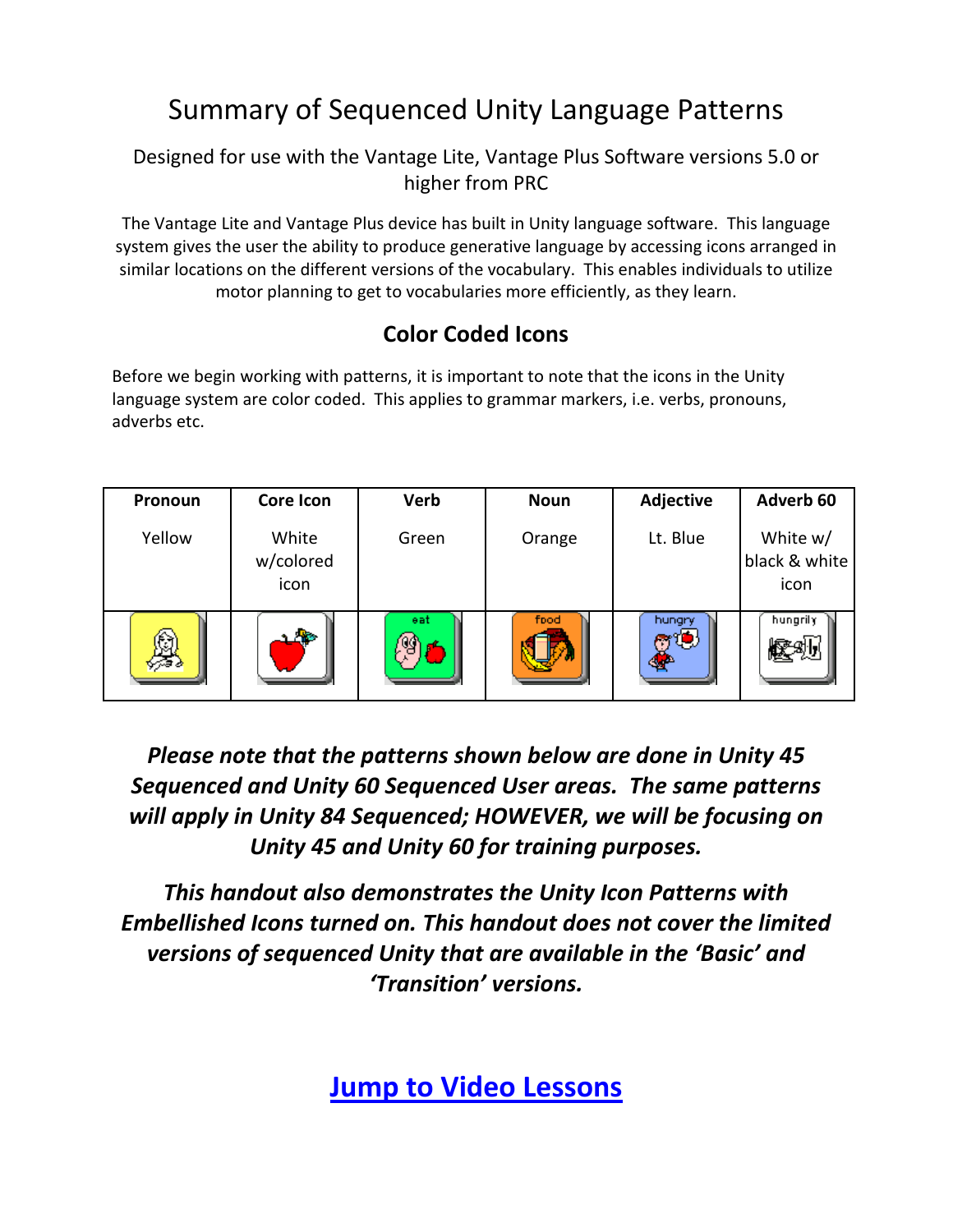# Summary of Sequenced Unity Language Patterns

Designed for use with the Vantage Lite, Vantage Plus Software versions 5.0 or higher from PRC

The Vantage Lite and Vantage Plus device has built in Unity language software. This language system gives the user the ability to produce generative language by accessing icons arranged in similar locations on the different versions of the vocabulary. This enables individuals to utilize motor planning to get to vocabularies more efficiently, as they learn.

## Color Coded Icons

Before we begin working with patterns, it is important to note that the icons in the Unity language system are color coded. This applies to grammar markers, i.e. verbs, pronouns, adverbs etc.

| Pronoun | Core Icon | Verb | Noun | Adjective | Adverb 60 |
|---|---|---|---|---|---|
| Yellow | White w/colored icon | Green | Orange | Lt. Blue | White w/ black & white icon |
| | | eat | food | hungry | hungrily |

***Please note that the patterns shown below are done in Unity 45 Sequenced and Unity 60 Sequenced User areas. The same patterns will apply in Unity 84 Sequenced; HOWEVER, we will be focusing on Unity 45 and Unity 60 for training purposes.***

***This handout also demonstrates the Unity Icon Patterns with Embellished Icons turned on. This handout does not cover the limited versions of sequenced Unity that are available in the 'Basic' and 'Transition' versions.***

**Jump to Video Lessons**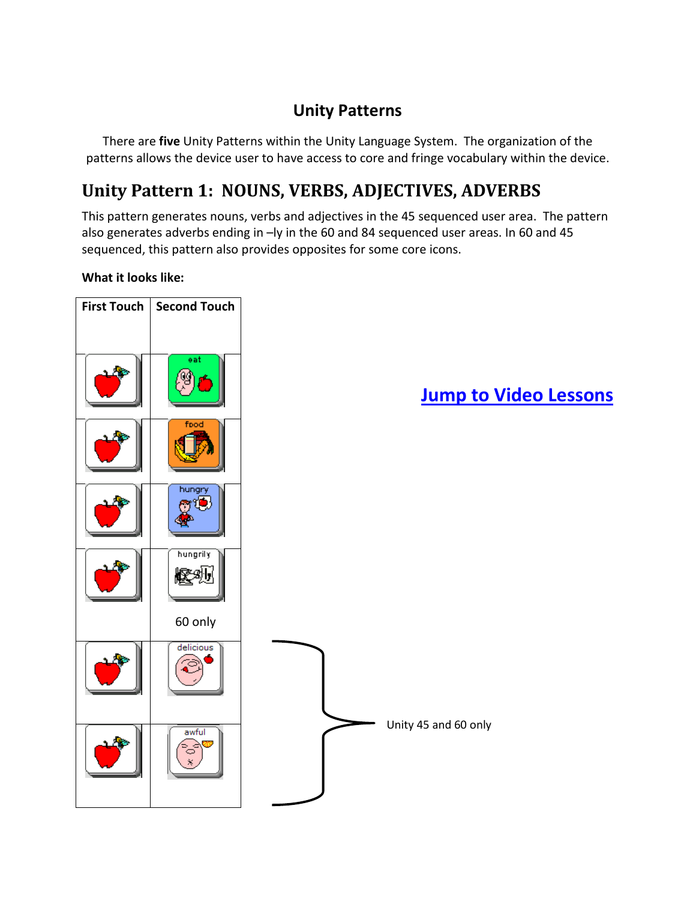## Unity Patterns

There are **five** Unity Patterns within the Unity Language System. The organization of the patterns allows the device user to have access to core and fringe vocabulary within the device.

# Unity Pattern 1: NOUNS, VERBS, ADJECTIVES, ADVERBS

This pattern generates nouns, verbs and adjectives in the 45 sequenced user area. The pattern also generates adverbs ending in –ly in the 60 and 84 sequenced user areas. In 60 and 45 sequenced, this pattern also provides opposites for some core icons.

**What it looks like:**

| First Touch | Second Touch |
|---|---|
| | eat |
| | food |
| | hungry |
| | hungrily<br>60 only |
| | delicious |
| | awful |

Unity 45 and 60 only

**Jump to Video Lessons**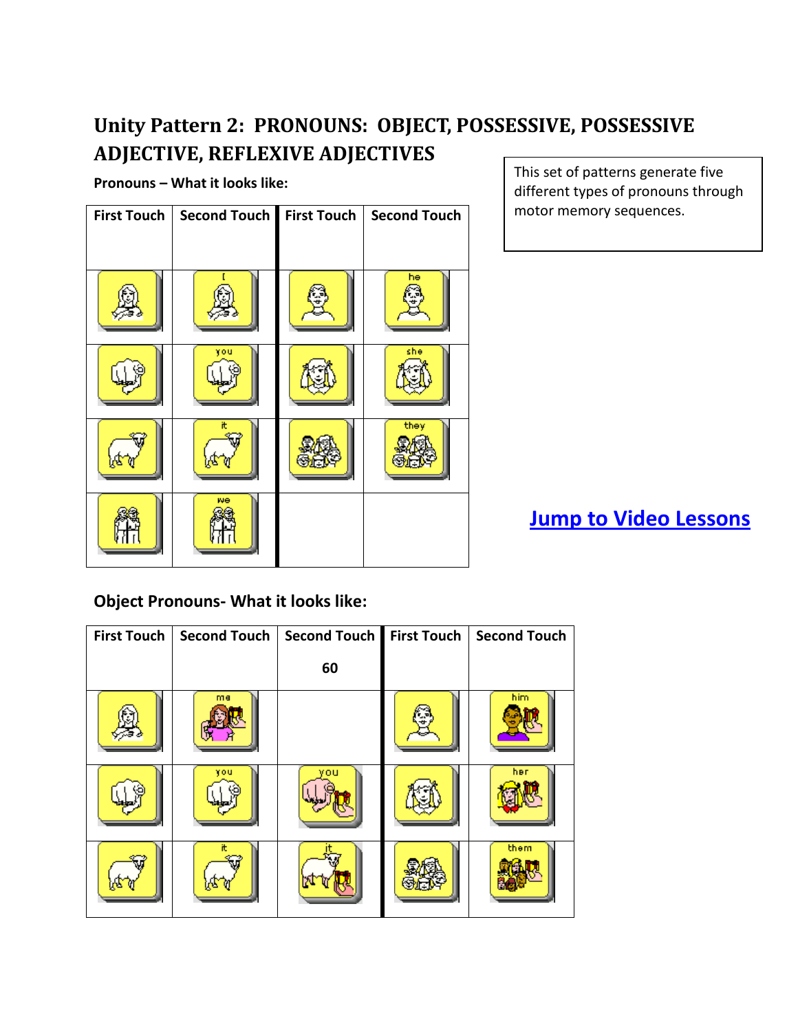# Unity Pattern 2: PRONOUNS: OBJECT, POSSESSIVE, POSSESSIVE ADJECTIVE, REFLEXIVE ADJECTIVES

This set of patterns generate five different types of pronouns through motor memory sequences.

**Pronouns – What it looks like:**

| First Touch | Second Touch | First Touch | Second Touch |
|---|---|---|---|
| | I | | he |
| | you | | she |
| | it | | they |
| | we | | |

**Jump to Video Lessons**

**Object Pronouns- What it looks like:**

| First Touch | Second Touch | Second Touch 60 | First Touch | Second Touch |
|---|---|---|---|---|
| | me | | | him |
| | you | you | | her |
| | it | it | | them |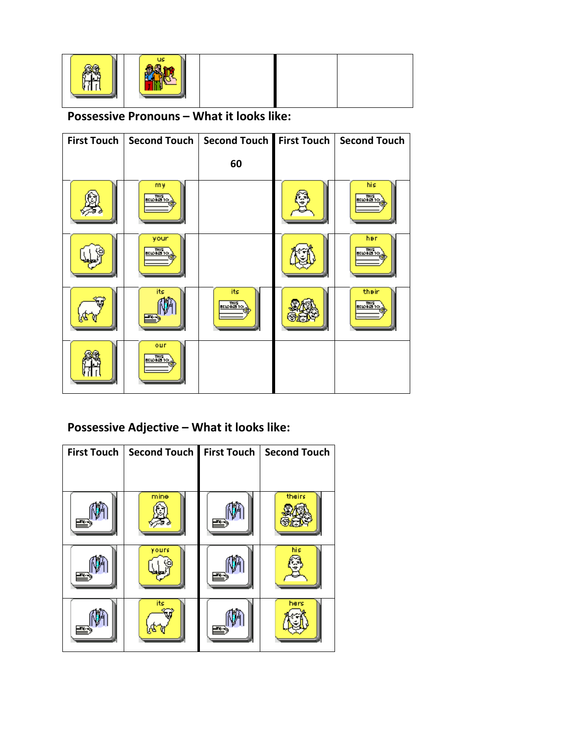| | us | | | |
|---|---|---|---|---|

## Possessive Pronouns – What it looks like:

| First Touch | Second Touch | Second Touch 60 | First Touch | Second Touch |
|---|---|---|---|---|
| | my THIS BELONGS TO: | | | his THIS BELONGS TO: |
| | your THIS BELONGS TO: | | | her THIS BELONGS TO: |
| | its | its THIS BELONGS TO: | | their THIS BELONGS TO: |
| | our THIS BELONGS TO: | | | |

## Possessive Adjective – What it looks like:

| First Touch | Second Touch | First Touch | Second Touch |
|---|---|---|---|
| | mine | | theirs |
| | yours | | his |
| | its | | hers |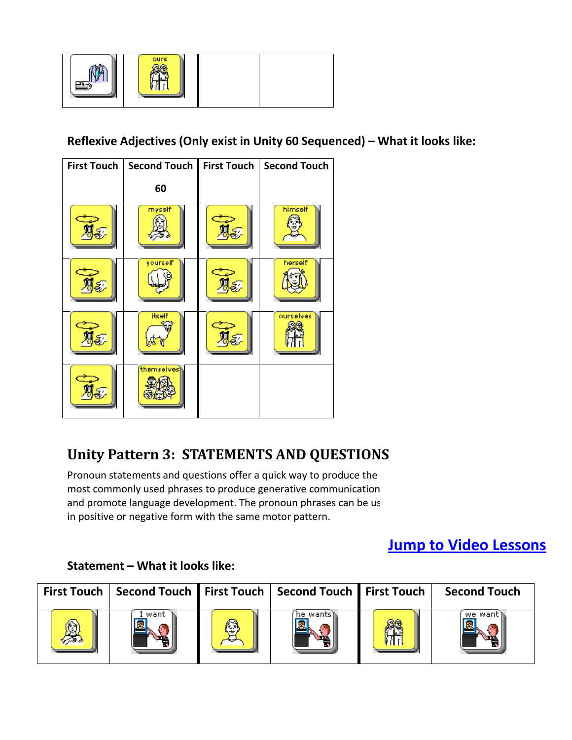| | ours | | |
|---|---|---|---|

**Reflexive Adjectives (Only exist in Unity 60 Sequenced) – What it looks like:**

| First Touch | Second Touch 60 | First Touch | Second Touch |
|---|---|---|---|
| | myself | | himself |
| | yourself | | herself |
| | itself | | ourselves |
| | themselves | | |

## Unity Pattern 3: STATEMENTS AND QUESTIONS

Pronoun statements and questions offer a quick way to produce the most commonly used phrases to produce generative communication and promote language development. The pronoun phrases can be us in positive or negative form with the same motor pattern.

**Jump to Video Lessons**

**Statement – What it looks like:**

| First Touch | Second Touch | First Touch | Second Touch | First Touch | Second Touch |
|---|---|---|---|---|---|
| | I want | | he wants | | we want |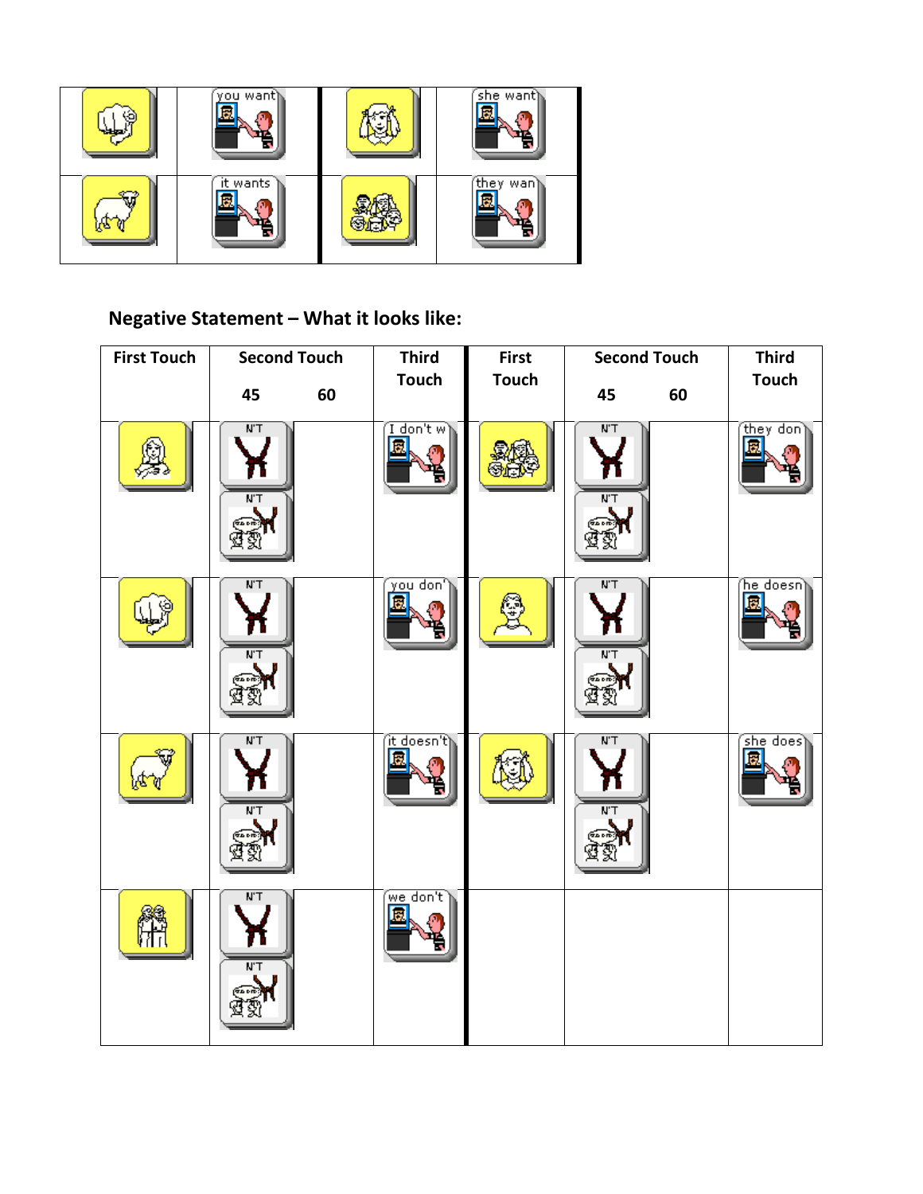| | you want | | she want |
|---|---|---|---|
| | it wants | | they wan |

## Negative Statement – What it looks like:

| First Touch | Second Touch 45 60 | Third Touch | First Touch | Second Touch 45 60 | Third Touch |
|---|---|---|---|---|---|
| | N'T<br>N'T | I don't w | | N'T<br>N'T | they don |
| | N'T<br>N'T | you don' | | N'T<br>N'T | he doesn |
| | N'T<br>N'T | it doesn't | | N'T<br>N'T | she does |
| | N'T<br>N'T | we don't | | | |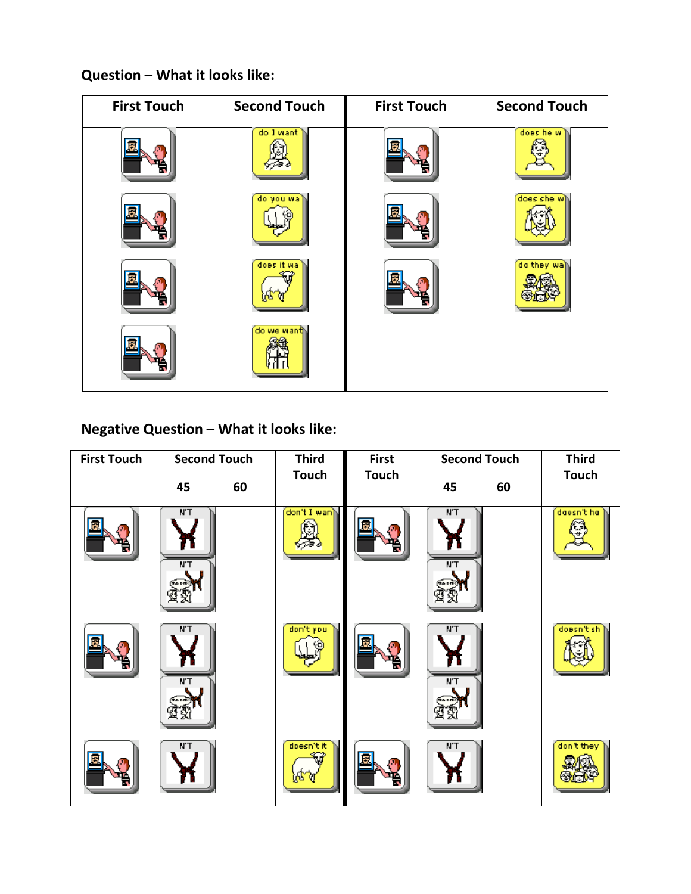## Question – What it looks like:

| First Touch | Second Touch | First Touch | Second Touch |
|---|---|---|---|
| | do I want | | does he w |
| | do you wa | | does she w |
| | does it wa | | do they wa |
| | do we want | | |

## Negative Question – What it looks like:

| First Touch | Second Touch 45 | Second Touch 60 | Third Touch | First Touch | Second Touch 45 | Second Touch 60 | Third Touch |
|---|---|---|---|---|---|---|---|
| | N'T / N'T | | don't I wan | | N'T / N'T | | doesn't he |
| | N'T / N'T | | don't you | | N'T / N'T | | doesn't sh |
| | N'T | | doesn't it | | N'T | | don't they |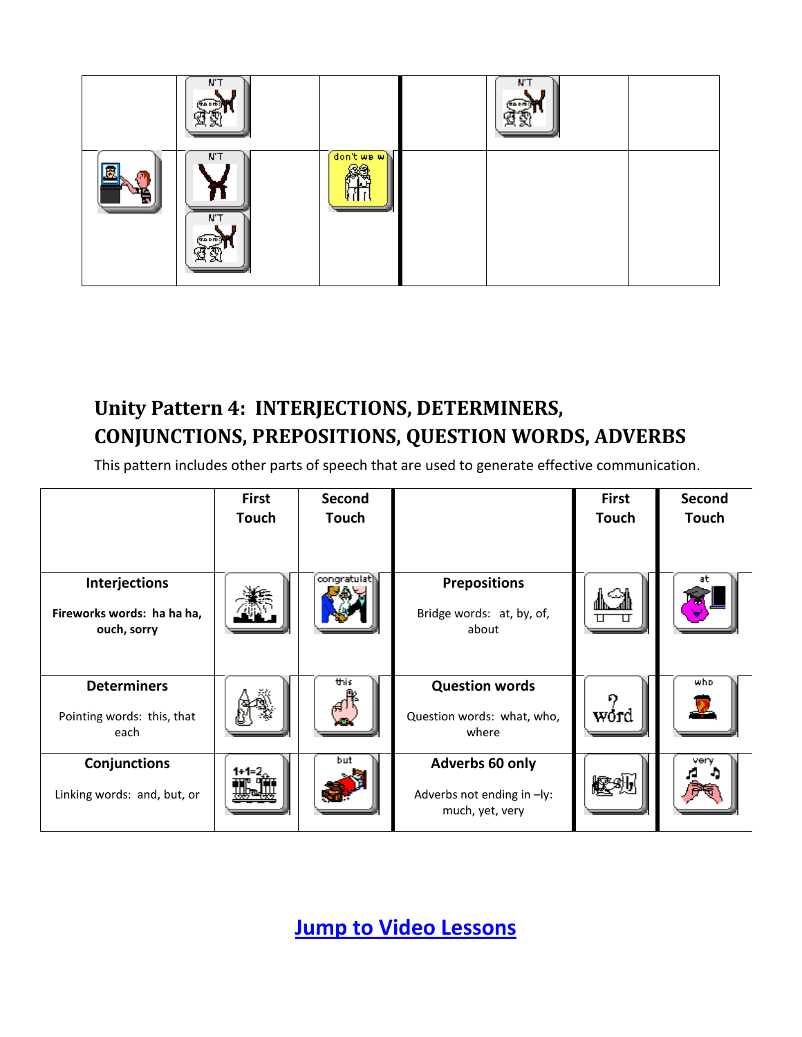| | | | | | |
|---|---|---|---|---|---|
| | N'T | | | N'T | |
| | N'T<br>N'T | don't we w | | | |

## Unity Pattern 4: INTERJECTIONS, DETERMINERS, CONJUNCTIONS, PREPOSITIONS, QUESTION WORDS, ADVERBS

This pattern includes other parts of speech that are used to generate effective communication.

| | First Touch | Second Touch | | First Touch | Second Touch |
|---|---|---|---|---|---|
| **Interjections**<br><br>**Fireworks words: ha ha ha, ouch, sorry** | | congratulat | **Prepositions**<br><br>Bridge words: at, by, of, about | | at |
| **Determiners**<br><br>Pointing words: this, that each | | this | **Question words**<br><br>Question words: what, who, where | word | who |
| **Conjunctions**<br><br>Linking words: and, but, or | 1+1=2 | but | **Adverbs 60 only**<br><br>Adverbs not ending in –ly: much, yet, very | | very |

**Jump to Video Lessons**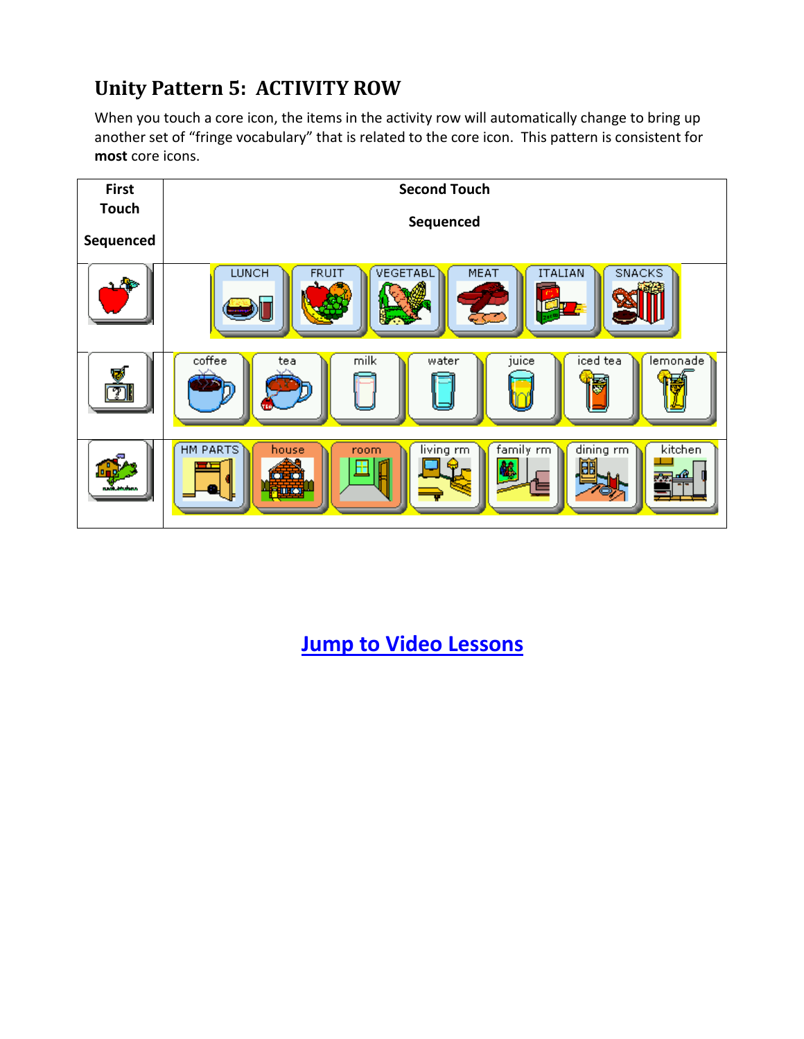## Unity Pattern 5: ACTIVITY ROW

When you touch a core icon, the items in the activity row will automatically change to bring up another set of “fringe vocabulary” that is related to the core icon. This pattern is consistent for **most** core icons.

| First Touch Sequenced | Second Touch Sequenced |
|---|---|
| | LUNCH, FRUIT, VEGETABL, MEAT, ITALIAN, SNACKS |
| | coffee, tea, milk, water, juice, iced tea, lemonade |
| | HM PARTS, house, room, living rm, family rm, dining rm, kitchen |

[Jump to Video Lessons]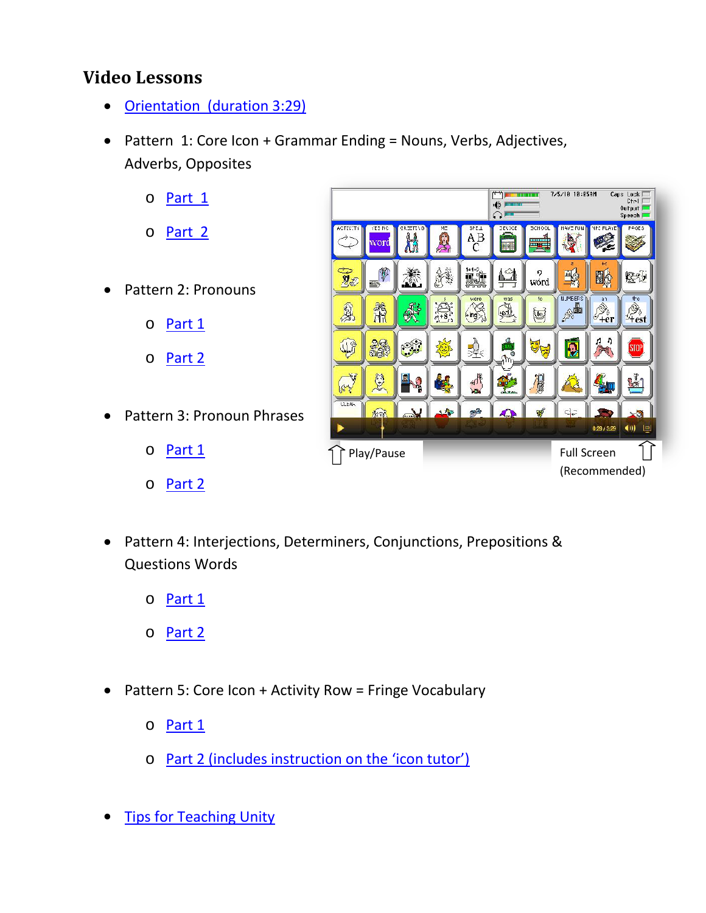## Video Lessons

- [Orientation (duration 3:29)]
- Pattern 1: Core Icon + Grammar Ending = Nouns, Verbs, Adjectives, Adverbs, Opposites
    - Part 1
    - Part 2
- Pattern 2: Pronouns
    - Part 1
    - Part 2
- Pattern 3: Pronoun Phrases
    - Part 1
    - Part 2

Play/Pause

Full Screen (Recommended)

- Pattern 4: Interjections, Determiners, Conjunctions, Prepositions & Questions Words
    - Part 1
    - Part 2
- Pattern 5: Core Icon + Activity Row = Fringe Vocabulary
    - Part 1
    - Part 2 (includes instruction on the 'icon tutor')
- Tips for Teaching Unity